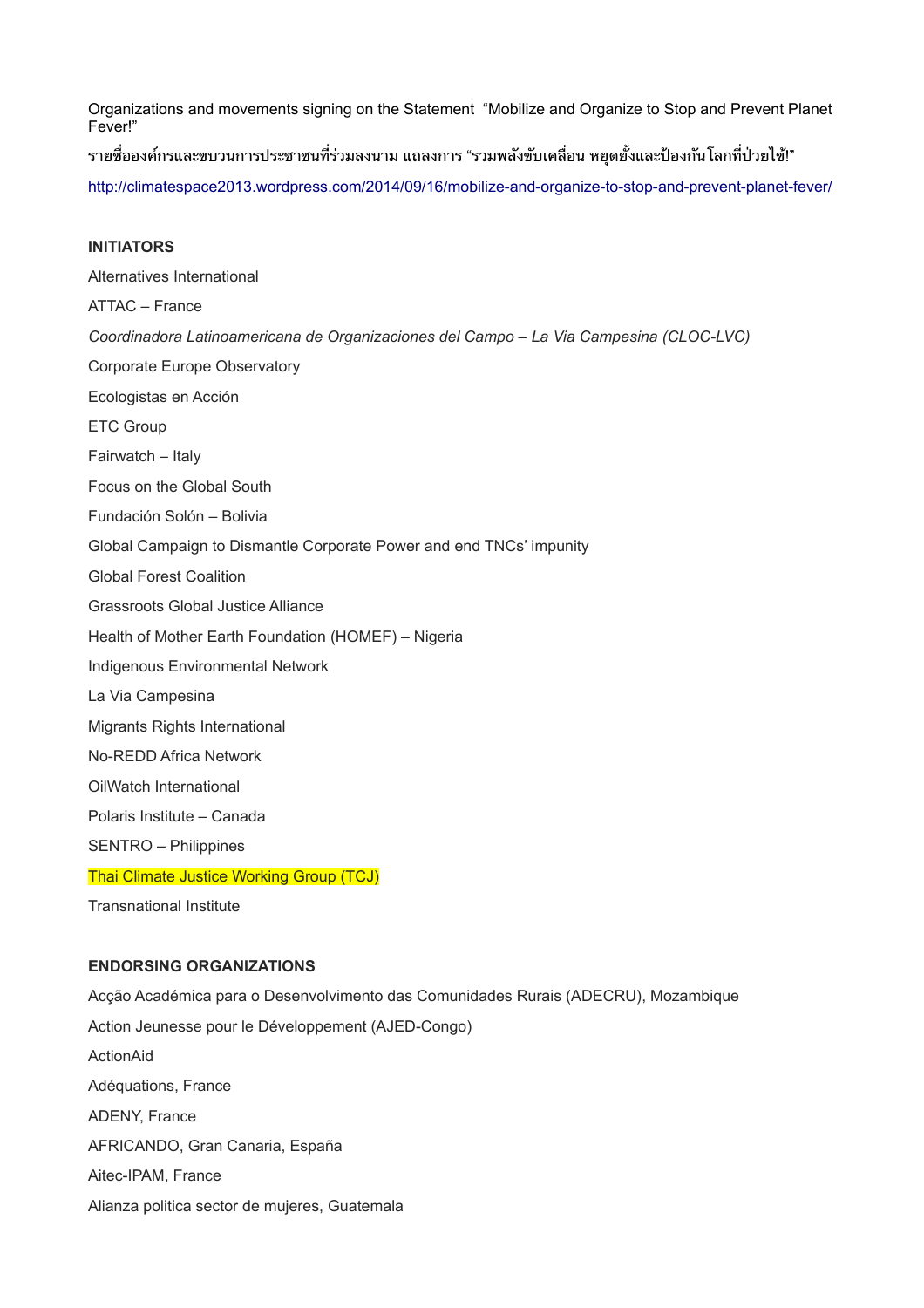Organizations and movements signing on the Statement "Mobilize and Organize to Stop and Prevent Planet Fever!"

รายชื่อองค์กรและขบวนการประชาชนที่ร่วมลงนาม แถลงการ "รวมพลังขับเคลื่อน หยุดยั้งและป้องกันโลกที่ป่วยไข้!"

http://climatespace2013.wordpress.com/2014/09/16/mobilize-and-organize-to-stop-and-prevent-planet-fever/

**INITIATORS**

Alternatives International

ATTAC – France

*Coordinadora Latinoamericana de Organizaciones del Campo – La Via Campesina (CLOC-LVC)*

Corporate Europe Observatory

Ecologistas en Acción

ETC Group

Fairwatch – Italy

Focus on the Global South

Fundación Solón – Bolivia

Global Campaign to Dismantle Corporate Power and end TNCs' impunity

Global Forest Coalition

Grassroots Global Justice Alliance

Health of Mother Earth Foundation (HOMEF) – Nigeria

Indigenous Environmental Network

La Via Campesina

Migrants Rights International

No-REDD Africa Network

OilWatch International

Polaris Institute – Canada

SENTRO – Philippines

Thai Climate Justice Working Group (TCJ)

Transnational Institute

**ENDORSING ORGANIZATIONS**

Acção Académica para o Desenvolvimento das Comunidades Rurais (ADECRU), Mozambique

Action Jeunesse pour le Développement (AJED-Congo)

ActionAid

Adéquations, France

ADENY, France

AFRICANDO, Gran Canaria, España

Aitec-IPAM, France

Alianza politica sector de mujeres, Guatemala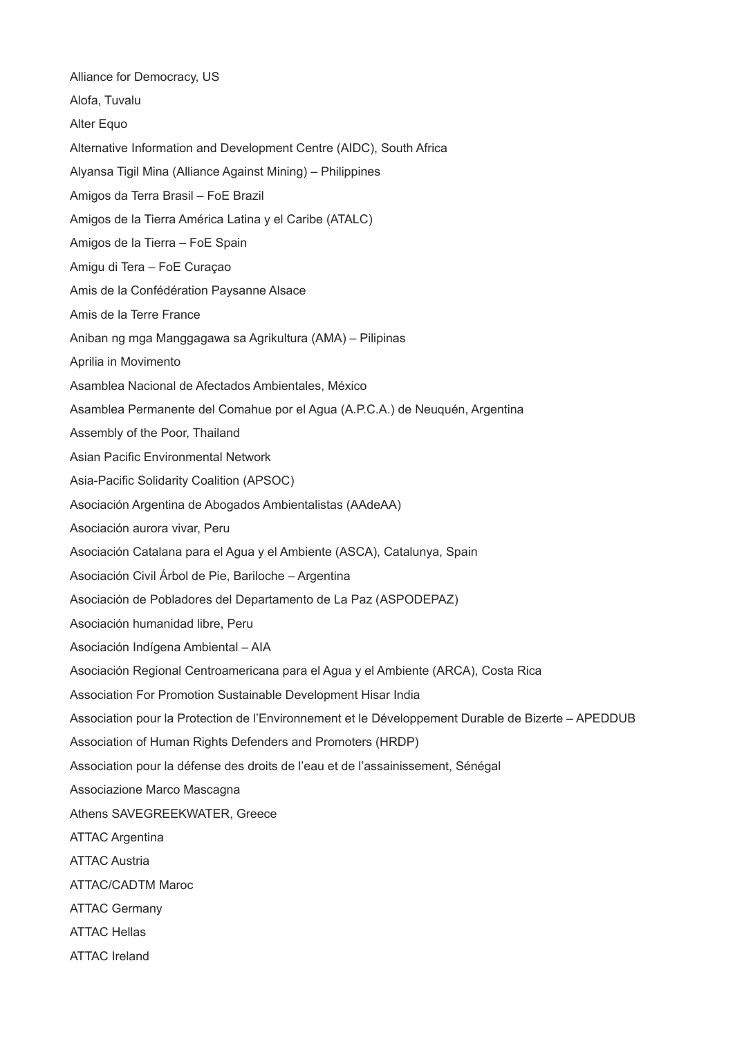Alliance for Democracy, US

Alofa, Tuvalu

Alter Equo

Alternative Information and Development Centre (AIDC), South Africa

Alyansa Tigil Mina (Alliance Against Mining) – Philippines

Amigos da Terra Brasil – FoE Brazil

Amigos de la Tierra América Latina y el Caribe (ATALC)

Amigos de la Tierra – FoE Spain

Amigu di Tera – FoE Curaçao

Amis de la Confédération Paysanne Alsace

Amis de la Terre France

Aniban ng mga Manggagawa sa Agrikultura (AMA) – Pilipinas

Aprilia in Movimento

Asamblea Nacional de Afectados Ambientales, México

Asamblea Permanente del Comahue por el Agua (A.P.C.A.) de Neuquén, Argentina

Assembly of the Poor, Thailand

Asian Pacific Environmental Network

Asia-Pacific Solidarity Coalition (APSOC)

Asociación Argentina de Abogados Ambientalistas (AAdeAA)

Asociación aurora vivar, Peru

Asociación Catalana para el Agua y el Ambiente (ASCA), Catalunya, Spain

Asociación Civil Árbol de Pie, Bariloche – Argentina

Asociación de Pobladores del Departamento de La Paz (ASPODEPAZ)

Asociación humanidad libre, Peru

Asociación Indígena Ambiental – AIA

Asociación Regional Centroamericana para el Agua y el Ambiente (ARCA), Costa Rica

Association For Promotion Sustainable Development Hisar India

Association pour la Protection de l'Environnement et le Développement Durable de Bizerte – APEDDUB

Association of Human Rights Defenders and Promoters (HRDP)

Association pour la défense des droits de l'eau et de l'assainissement, Sénégal

Associazione Marco Mascagna

Athens SAVEGREEKWATER, Greece

ATTAC Argentina

ATTAC Austria

ATTAC/CADTM Maroc

ATTAC Germany

ATTAC Hellas

ATTAC Ireland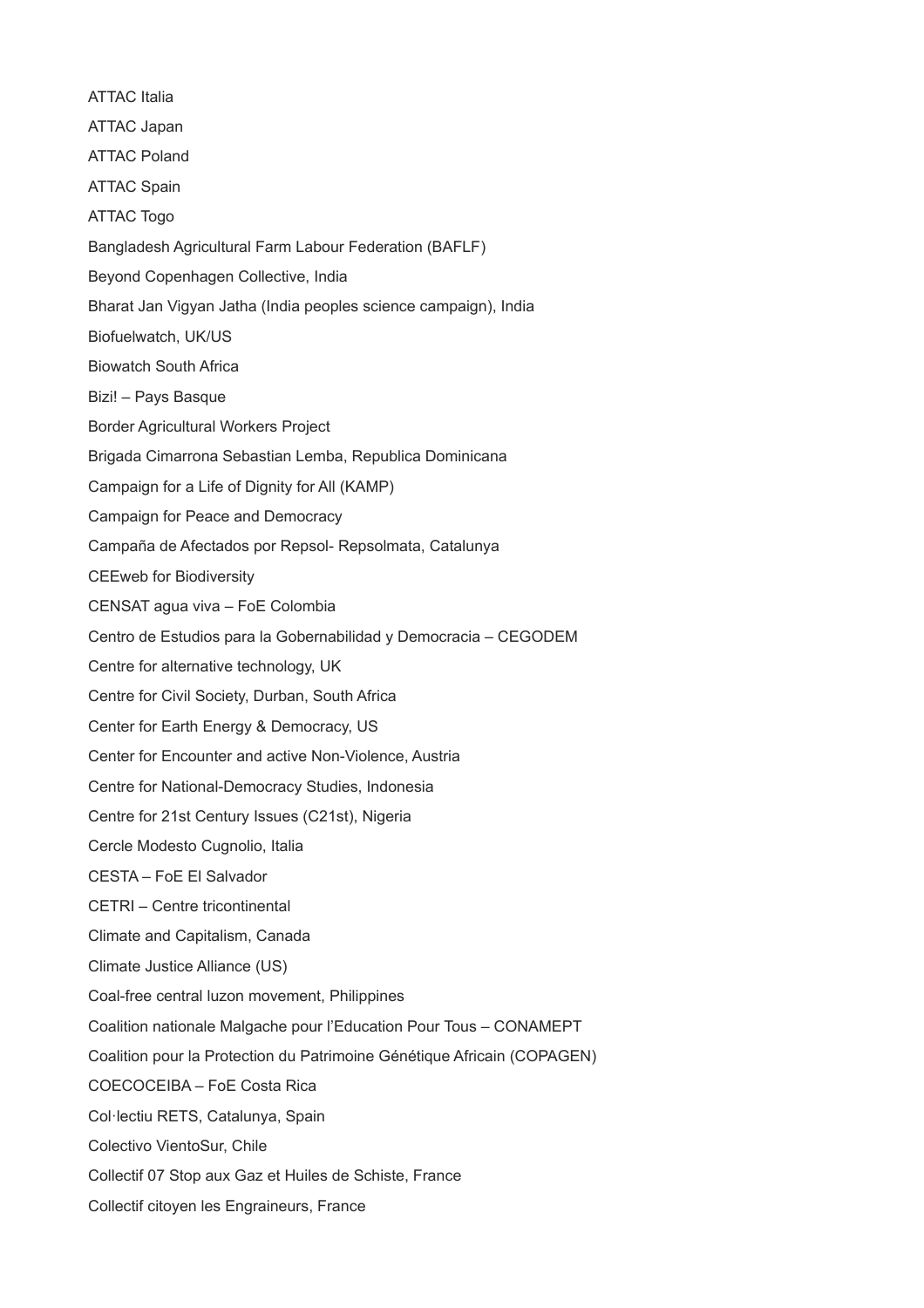ATTAC Italia

ATTAC Japan

ATTAC Poland

ATTAC Spain

ATTAC Togo

Bangladesh Agricultural Farm Labour Federation (BAFLF)

Beyond Copenhagen Collective, India

Bharat Jan Vigyan Jatha (India peoples science campaign), India

Biofuelwatch, UK/US

Biowatch South Africa

Bizi! – Pays Basque

Border Agricultural Workers Project

Brigada Cimarrona Sebastian Lemba, Republica Dominicana

Campaign for a Life of Dignity for All (KAMP)

Campaign for Peace and Democracy

Campaña de Afectados por Repsol- Repsolmata, Catalunya

CEEweb for Biodiversity

CENSAT agua viva – FoE Colombia

Centro de Estudios para la Gobernabilidad y Democracia – CEGODEM

Centre for alternative technology, UK

Centre for Civil Society, Durban, South Africa

Center for Earth Energy & Democracy, US

Center for Encounter and active Non-Violence, Austria

Centre for National-Democracy Studies, Indonesia

Centre for 21st Century Issues (C21st), Nigeria

Cercle Modesto Cugnolio, Italia

CESTA – FoE El Salvador

CETRI – Centre tricontinental

Climate and Capitalism, Canada

Climate Justice Alliance (US)

Coal-free central luzon movement, Philippines

Coalition nationale Malgache pour l'Education Pour Tous – CONAMEPT

Coalition pour la Protection du Patrimoine Génétique Africain (COPAGEN)

COECOCEIBA – FoE Costa Rica

Col·lectiu RETS, Catalunya, Spain

Colectivo VientoSur, Chile

Collectif 07 Stop aux Gaz et Huiles de Schiste, France

Collectif citoyen les Engraineurs, France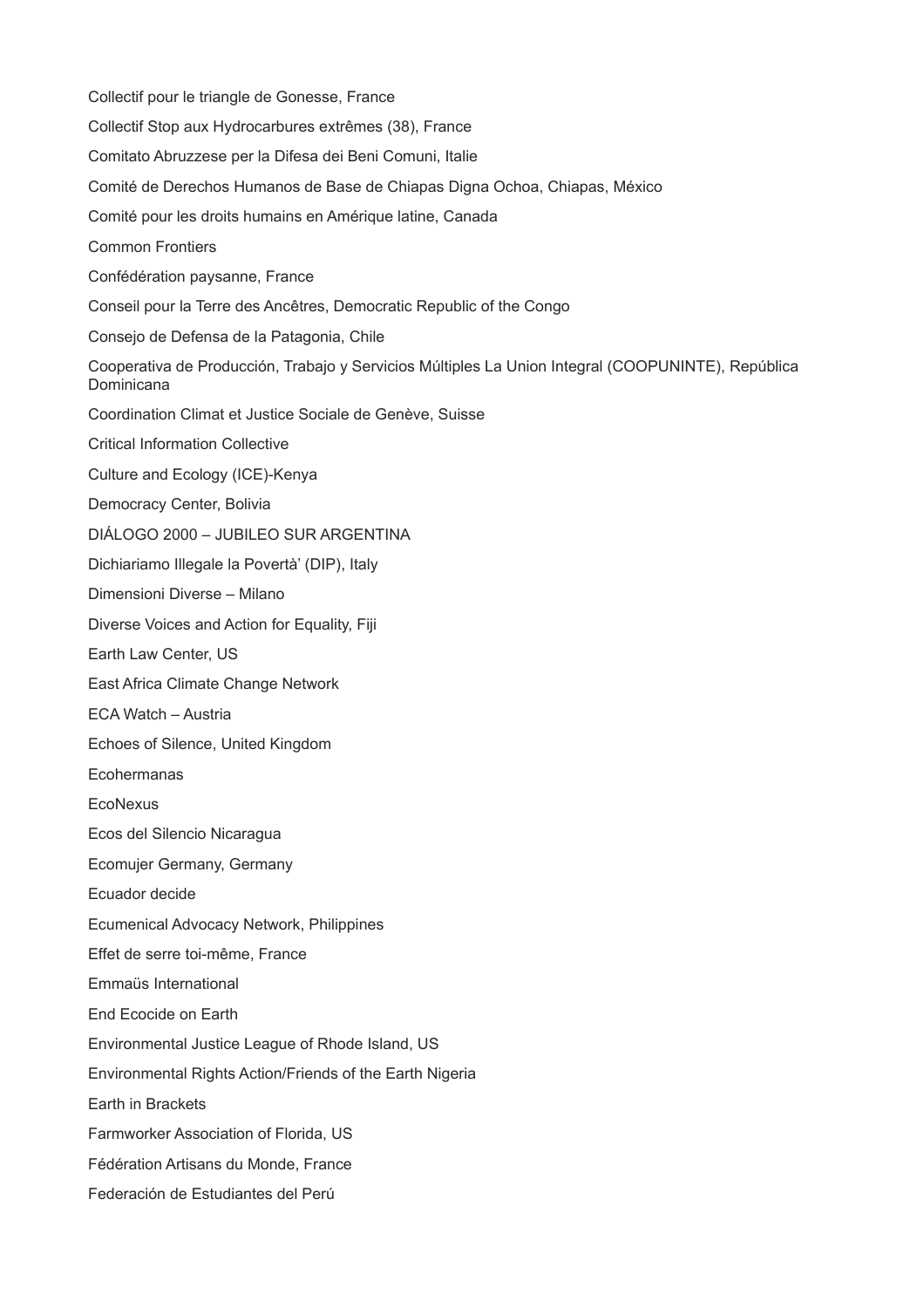Collectif pour le triangle de Gonesse, France

Collectif Stop aux Hydrocarbures extrêmes (38), France

Comitato Abruzzese per la Difesa dei Beni Comuni, Italie

Comité de Derechos Humanos de Base de Chiapas Digna Ochoa, Chiapas, México

Comité pour les droits humains en Amérique latine, Canada

Common Frontiers

Confédération paysanne, France

Conseil pour la Terre des Ancêtres, Democratic Republic of the Congo

Consejo de Defensa de la Patagonia, Chile

Cooperativa de Producción, Trabajo y Servicios Múltiples La Union Integral (COOPUNINTE), República Dominicana

Coordination Climat et Justice Sociale de Genève, Suisse

Critical Information Collective

Culture and Ecology (ICE)-Kenya

Democracy Center, Bolivia

DIÁLOGO 2000 – JUBILEO SUR ARGENTINA

Dichiariamo Illegale la Povertà' (DIP), Italy

Dimensioni Diverse – Milano

Diverse Voices and Action for Equality, Fiji

Earth Law Center, US

East Africa Climate Change Network

ECA Watch – Austria

Echoes of Silence, United Kingdom

Ecohermanas

EcoNexus

Ecos del Silencio Nicaragua

Ecomujer Germany, Germany

Ecuador decide

Ecumenical Advocacy Network, Philippines

Effet de serre toi-même, France

Emmaüs International

End Ecocide on Earth

Environmental Justice League of Rhode Island, US

Environmental Rights Action/Friends of the Earth Nigeria

Earth in Brackets

Farmworker Association of Florida, US

Fédération Artisans du Monde, France

Federación de Estudiantes del Perú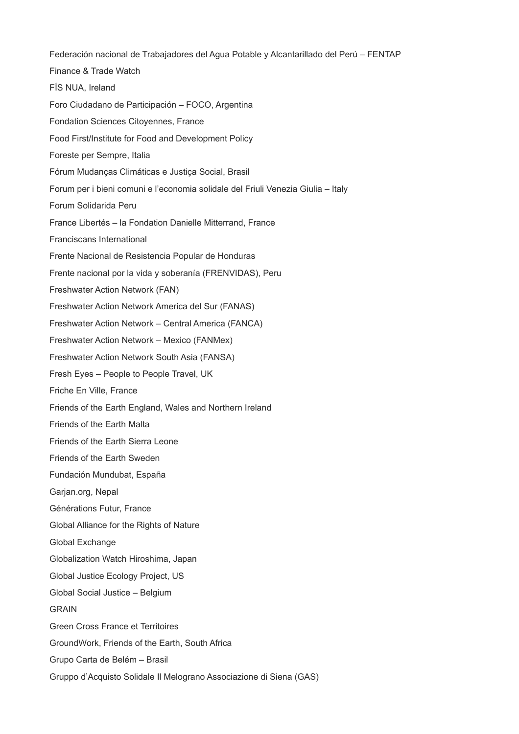Federación nacional de Trabajadores del Agua Potable y Alcantarillado del Perú – FENTAP

Finance & Trade Watch

FÍS NUA, Ireland

Foro Ciudadano de Participación – FOCO, Argentina

Fondation Sciences Citoyennes, France

Food First/Institute for Food and Development Policy

Foreste per Sempre, Italia

Fórum Mudanças Climáticas e Justiça Social, Brasil

Forum per i bieni comuni e l'economia solidale del Friuli Venezia Giulia – Italy

Forum Solidarida Peru

France Libertés – la Fondation Danielle Mitterrand, France

Franciscans International

Frente Nacional de Resistencia Popular de Honduras

Frente nacional por la vida y soberanía (FRENVIDAS), Peru

Freshwater Action Network (FAN)

Freshwater Action Network America del Sur (FANAS)

Freshwater Action Network – Central America (FANCA)

Freshwater Action Network – Mexico (FANMex)

Freshwater Action Network South Asia (FANSA)

Fresh Eyes – People to People Travel, UK

Friche En Ville, France

Friends of the Earth England, Wales and Northern Ireland

Friends of the Earth Malta

Friends of the Earth Sierra Leone

Friends of the Earth Sweden

Fundación Mundubat, España

Garjan.org, Nepal

Générations Futur, France

Global Alliance for the Rights of Nature

Global Exchange

Globalization Watch Hiroshima, Japan

Global Justice Ecology Project, US

Global Social Justice – Belgium

GRAIN

Green Cross France et Territoires

GroundWork, Friends of the Earth, South Africa

Grupo Carta de Belém – Brasil

Gruppo d'Acquisto Solidale Il Melograno Associazione di Siena (GAS)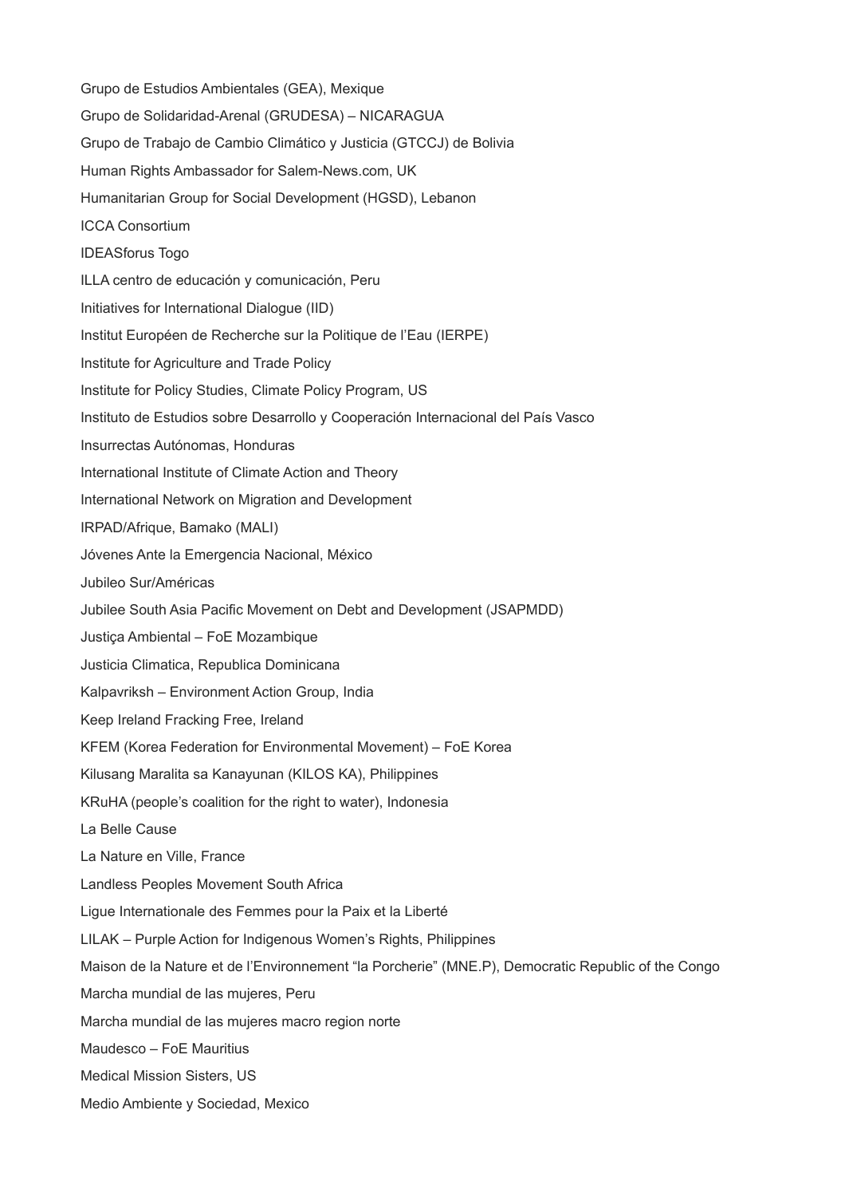Grupo de Estudios Ambientales (GEA), Mexique

Grupo de Solidaridad-Arenal (GRUDESA) – NICARAGUA

Grupo de Trabajo de Cambio Climático y Justicia (GTCCJ) de Bolivia

Human Rights Ambassador for Salem-News.com, UK

Humanitarian Group for Social Development (HGSD), Lebanon

ICCA Consortium

IDEASforus Togo

ILLA centro de educación y comunicación, Peru

Initiatives for International Dialogue (IID)

Institut Européen de Recherche sur la Politique de l'Eau (IERPE)

Institute for Agriculture and Trade Policy

Institute for Policy Studies, Climate Policy Program, US

Instituto de Estudios sobre Desarrollo y Cooperación Internacional del País Vasco

Insurrectas Autónomas, Honduras

International Institute of Climate Action and Theory

International Network on Migration and Development

IRPAD/Afrique, Bamako (MALI)

Jóvenes Ante la Emergencia Nacional, México

Jubileo Sur/Américas

Jubilee South Asia Pacific Movement on Debt and Development (JSAPMDD)

Justiça Ambiental – FoE Mozambique

Justicia Climatica, Republica Dominicana

Kalpavriksh – Environment Action Group, India

Keep Ireland Fracking Free, Ireland

KFEM (Korea Federation for Environmental Movement) – FoE Korea

Kilusang Maralita sa Kanayunan (KILOS KA), Philippines

KRuHA (people's coalition for the right to water), Indonesia

La Belle Cause

La Nature en Ville, France

Landless Peoples Movement South Africa

Ligue Internationale des Femmes pour la Paix et la Liberté

LILAK – Purple Action for Indigenous Women's Rights, Philippines

Maison de la Nature et de l'Environnement "la Porcherie" (MNE.P), Democratic Republic of the Congo

Marcha mundial de las mujeres, Peru

Marcha mundial de las mujeres macro region norte

Maudesco – FoE Mauritius

Medical Mission Sisters, US

Medio Ambiente y Sociedad, Mexico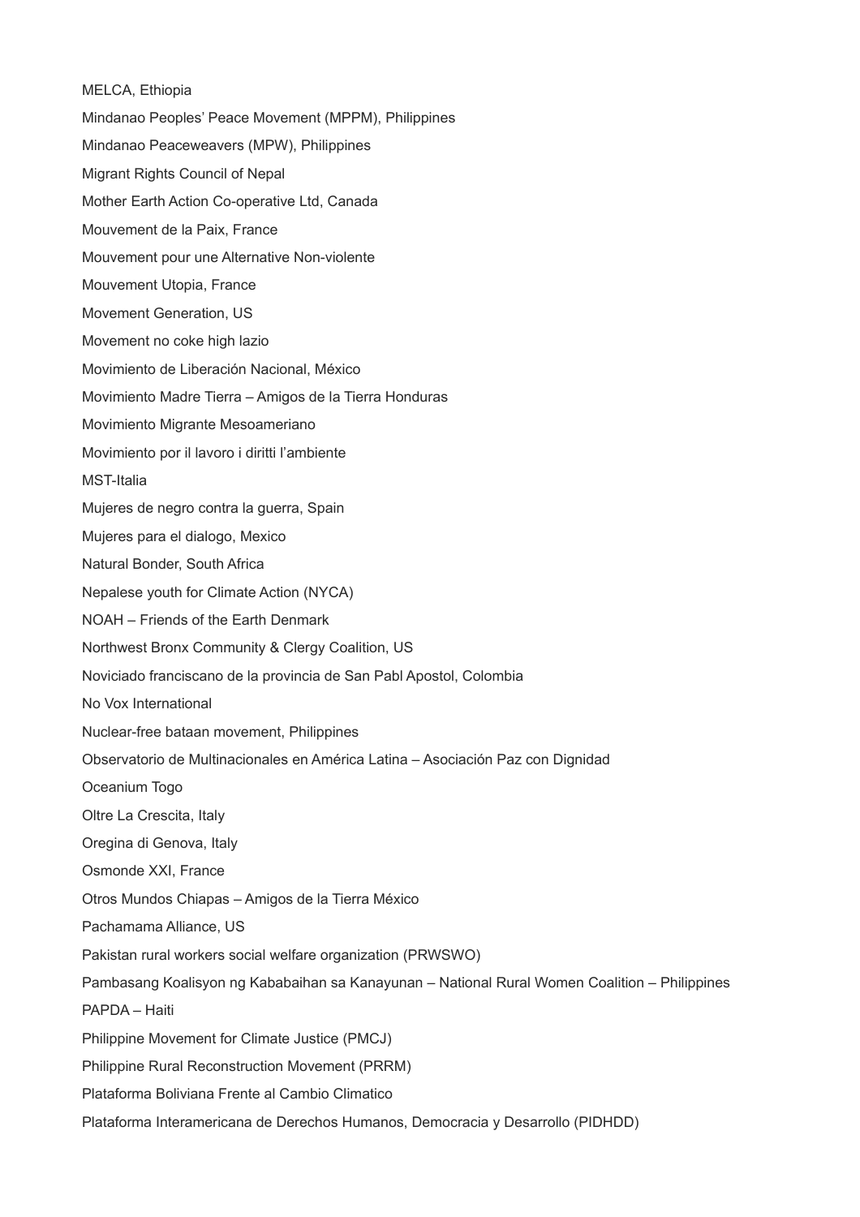MELCA, Ethiopia

Mindanao Peoples' Peace Movement (MPPM), Philippines

Mindanao Peaceweavers (MPW), Philippines

Migrant Rights Council of Nepal

Mother Earth Action Co-operative Ltd, Canada

Mouvement de la Paix, France

Mouvement pour une Alternative Non-violente

Mouvement Utopia, France

Movement Generation, US

Movement no coke high lazio

Movimiento de Liberación Nacional, México

Movimiento Madre Tierra – Amigos de la Tierra Honduras

Movimiento Migrante Mesoameriano

Movimiento por il lavoro i diritti l'ambiente

MST-Italia

Mujeres de negro contra la guerra, Spain

Mujeres para el dialogo, Mexico

Natural Bonder, South Africa

Nepalese youth for Climate Action (NYCA)

NOAH – Friends of the Earth Denmark

Northwest Bronx Community & Clergy Coalition, US

Noviciado franciscano de la provincia de San Pabl Apostol, Colombia

No Vox International

Nuclear-free bataan movement, Philippines

Observatorio de Multinacionales en América Latina – Asociación Paz con Dignidad

Oceanium Togo

Oltre La Crescita, Italy

Oregina di Genova, Italy

Osmonde XXI, France

Otros Mundos Chiapas – Amigos de la Tierra México

Pachamama Alliance, US

Pakistan rural workers social welfare organization (PRWSWO)

Pambasang Koalisyon ng Kababaihan sa Kanayunan – National Rural Women Coalition – Philippines

PAPDA – Haiti

Philippine Movement for Climate Justice (PMCJ)

Philippine Rural Reconstruction Movement (PRRM)

Plataforma Boliviana Frente al Cambio Climatico

Plataforma Interamericana de Derechos Humanos, Democracia y Desarrollo (PIDHDD)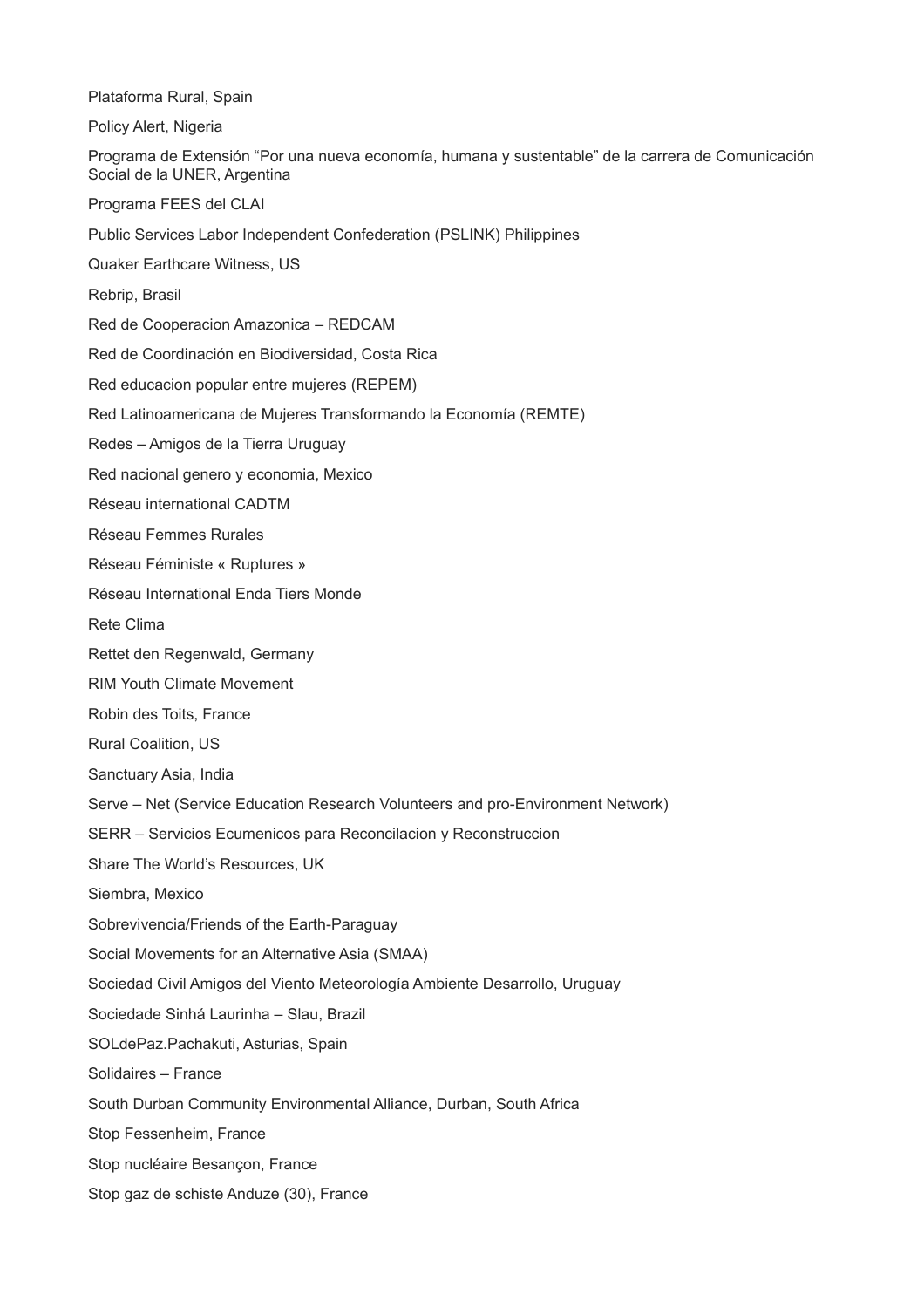Plataforma Rural, Spain

Policy Alert, Nigeria

Programa de Extensión "Por una nueva economía, humana y sustentable" de la carrera de Comunicación Social de la UNER, Argentina

Programa FEES del CLAI

Public Services Labor Independent Confederation (PSLINK) Philippines

Quaker Earthcare Witness, US

Rebrip, Brasil

Red de Cooperacion Amazonica – REDCAM

Red de Coordinación en Biodiversidad, Costa Rica

Red educacion popular entre mujeres (REPEM)

Red Latinoamericana de Mujeres Transformando la Economía (REMTE)

Redes – Amigos de la Tierra Uruguay

Red nacional genero y economia, Mexico

Réseau international CADTM

Réseau Femmes Rurales

Réseau Féministe « Ruptures »

Réseau International Enda Tiers Monde

Rete Clima

Rettet den Regenwald, Germany

RIM Youth Climate Movement

Robin des Toits, France

Rural Coalition, US

Sanctuary Asia, India

Serve – Net (Service Education Research Volunteers and pro-Environment Network)

SERR – Servicios Ecumenicos para Reconcilacion y Reconstruccion

Share The World's Resources, UK

Siembra, Mexico

Sobrevivencia/Friends of the Earth-Paraguay

Social Movements for an Alternative Asia (SMAA)

Sociedad Civil Amigos del Viento Meteorología Ambiente Desarrollo, Uruguay

Sociedade Sinhá Laurinha – Slau, Brazil

SOLdePaz.Pachakuti, Asturias, Spain

Solidaires – France

South Durban Community Environmental Alliance, Durban, South Africa

Stop Fessenheim, France

Stop nucléaire Besançon, France

Stop gaz de schiste Anduze (30), France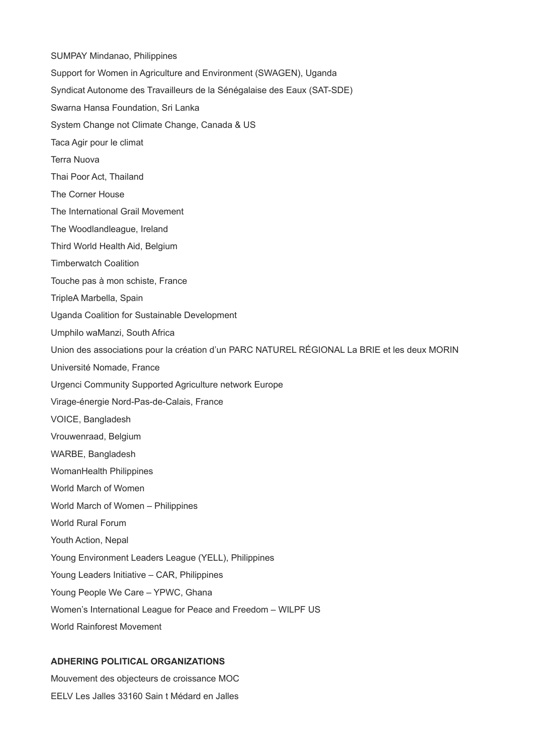SUMPAY Mindanao, Philippines

Support for Women in Agriculture and Environment (SWAGEN), Uganda

Syndicat Autonome des Travailleurs de la Sénégalaise des Eaux (SAT-SDE)

Swarna Hansa Foundation, Sri Lanka

System Change not Climate Change, Canada & US

Taca Agir pour le climat

Terra Nuova

Thai Poor Act, Thailand

The Corner House

The International Grail Movement

The Woodlandleague, Ireland

Third World Health Aid, Belgium

Timberwatch Coalition

Touche pas à mon schiste, France

TripleA Marbella, Spain

Uganda Coalition for Sustainable Development

Umphilo waManzi, South Africa

Union des associations pour la création d'un PARC NATUREL RÉGIONAL La BRIE et les deux MORIN

Université Nomade, France

Urgenci Community Supported Agriculture network Europe

Virage-énergie Nord-Pas-de-Calais, France

VOICE, Bangladesh

Vrouwenraad, Belgium

WARBE, Bangladesh

WomanHealth Philippines

World March of Women

World March of Women – Philippines

World Rural Forum

Youth Action, Nepal

Young Environment Leaders League (YELL), Philippines

Young Leaders Initiative – CAR, Philippines

Young People We Care – YPWC, Ghana

Women's International League for Peace and Freedom – WILPF US

World Rainforest Movement

**ADHERING POLITICAL ORGANIZATIONS**

Mouvement des objecteurs de croissance MOC

EELV Les Jalles 33160 Sain t Médard en Jalles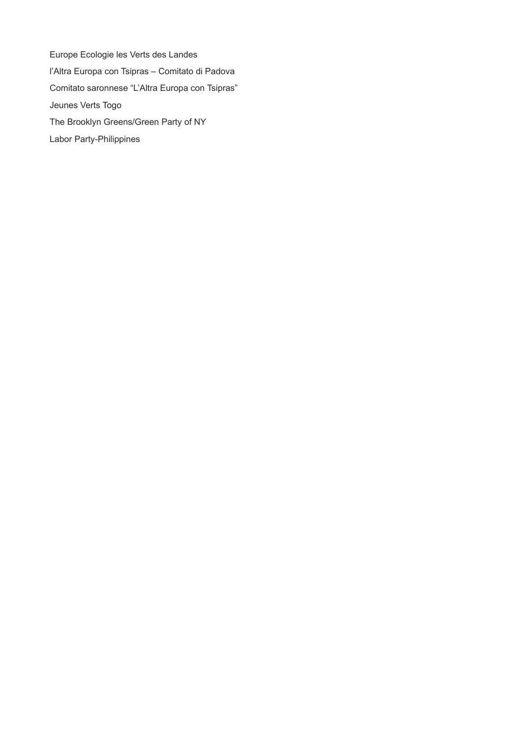Europe Ecologie les Verts des Landes

l’Altra Europa con Tsipras – Comitato di Padova

Comitato saronnese “L’Altra Europa con Tsipras”

Jeunes Verts Togo

The Brooklyn Greens/Green Party of NY

Labor Party-Philippines